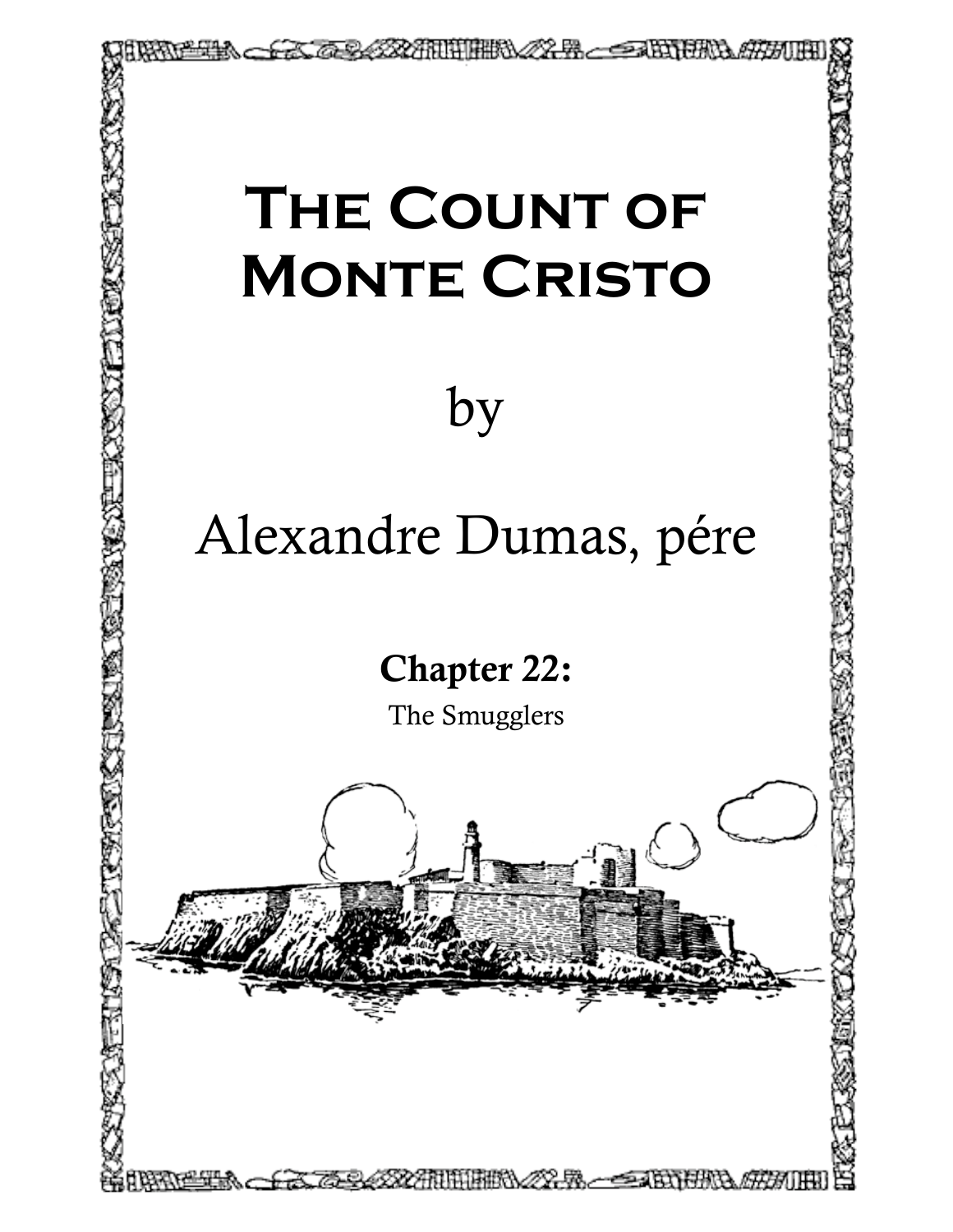# The Count of Monte Cristo

by

Alexandre Dumas, pére

## Chapter 22:

The Smugglers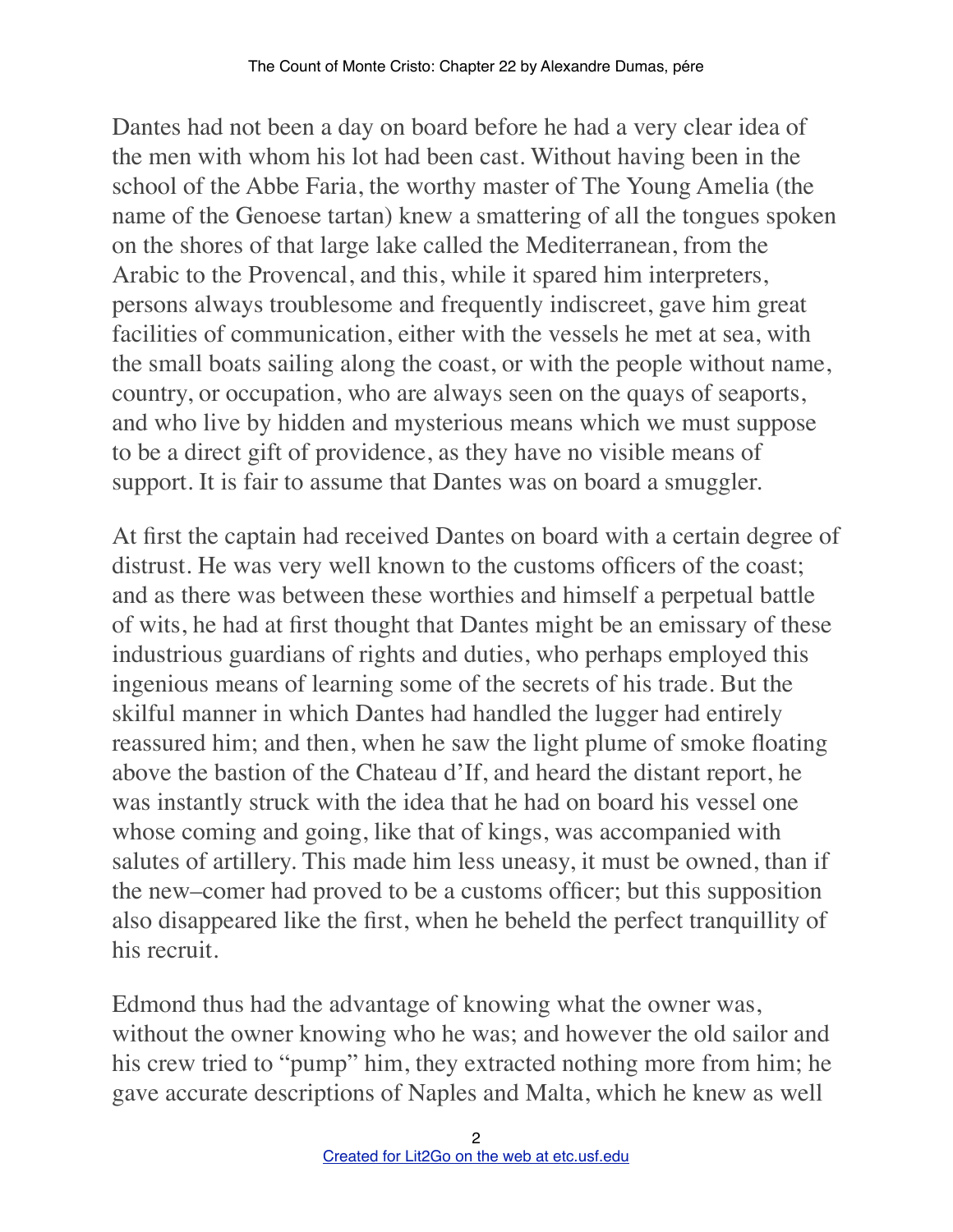Dantes had not been a day on board before he had a very clear idea of the men with whom his lot had been cast. Without having been in the school of the Abbe Faria, the worthy master of The Young Amelia (the name of the Genoese tartan) knew a smattering of all the tongues spoken on the shores of that large lake called the Mediterranean, from the Arabic to the Provencal, and this, while it spared him interpreters, persons always troublesome and frequently indiscreet, gave him great facilities of communication, either with the vessels he met at sea, with the small boats sailing along the coast, or with the people without name, country, or occupation, who are always seen on the quays of seaports, and who live by hidden and mysterious means which we must suppose to be a direct gift of providence, as they have no visible means of support. It is fair to assume that Dantes was on board a smuggler.

At first the captain had received Dantes on board with a certain degree of distrust. He was very well known to the customs officers of the coast; and as there was between these worthies and himself a perpetual battle of wits, he had at first thought that Dantes might be an emissary of these industrious guardians of rights and duties, who perhaps employed this ingenious means of learning some of the secrets of his trade. But the skilful manner in which Dantes had handled the lugger had entirely reassured him; and then, when he saw the light plume of smoke floating above the bastion of the Chateau d'If, and heard the distant report, he was instantly struck with the idea that he had on board his vessel one whose coming and going, like that of kings, was accompanied with salutes of artillery. This made him less uneasy, it must be owned, than if the new–comer had proved to be a customs officer; but this supposition also disappeared like the first, when he beheld the perfect tranquillity of his recruit.

Edmond thus had the advantage of knowing what the owner was, without the owner knowing who he was; and however the old sailor and his crew tried to "pump" him, they extracted nothing more from him; he gave accurate descriptions of Naples and Malta, which he knew as well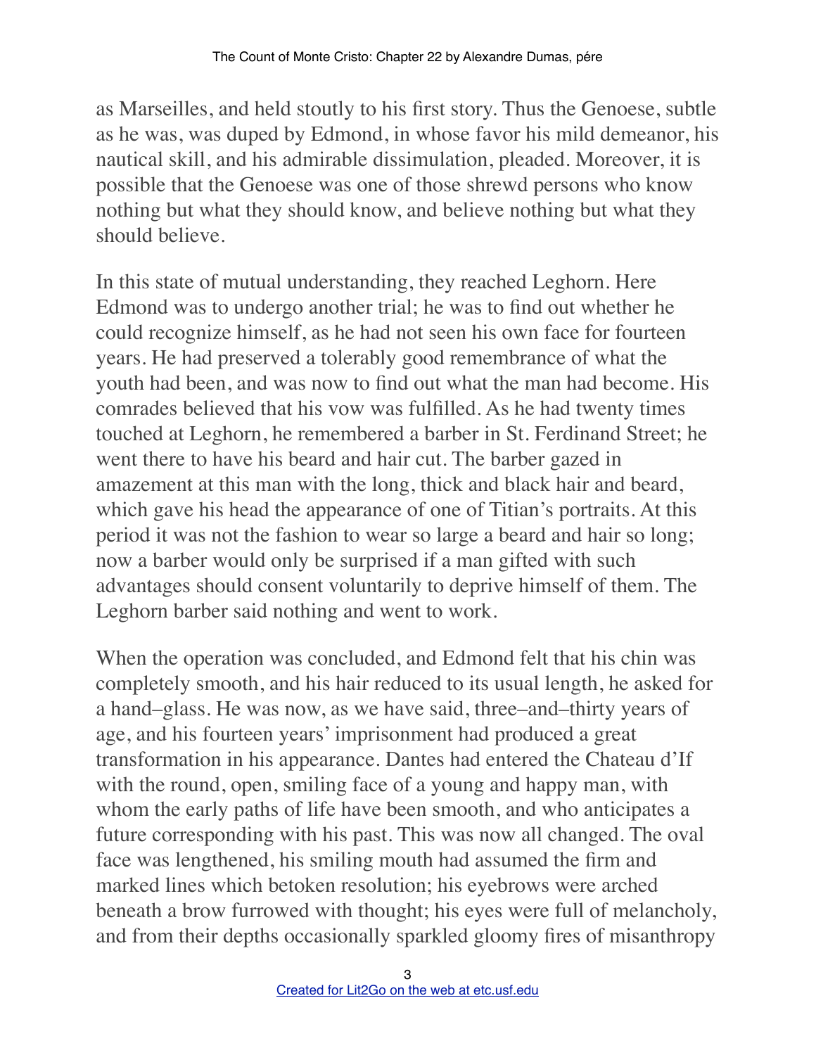as Marseilles, and held stoutly to his first story. Thus the Genoese, subtle as he was, was duped by Edmond, in whose favor his mild demeanor, his nautical skill, and his admirable dissimulation, pleaded. Moreover, it is possible that the Genoese was one of those shrewd persons who know nothing but what they should know, and believe nothing but what they should believe.

In this state of mutual understanding, they reached Leghorn. Here Edmond was to undergo another trial; he was to find out whether he could recognize himself, as he had not seen his own face for fourteen years. He had preserved a tolerably good remembrance of what the youth had been, and was now to find out what the man had become. His comrades believed that his vow was fulfilled. As he had twenty times touched at Leghorn, he remembered a barber in St. Ferdinand Street; he went there to have his beard and hair cut. The barber gazed in amazement at this man with the long, thick and black hair and beard, which gave his head the appearance of one of Titian's portraits. At this period it was not the fashion to wear so large a beard and hair so long; now a barber would only be surprised if a man gifted with such advantages should consent voluntarily to deprive himself of them. The Leghorn barber said nothing and went to work.

When the operation was concluded, and Edmond felt that his chin was completely smooth, and his hair reduced to its usual length, he asked for a hand–glass. He was now, as we have said, three–and–thirty years of age, and his fourteen years' imprisonment had produced a great transformation in his appearance. Dantes had entered the Chateau d'If with the round, open, smiling face of a young and happy man, with whom the early paths of life have been smooth, and who anticipates a future corresponding with his past. This was now all changed. The oval face was lengthened, his smiling mouth had assumed the firm and marked lines which betoken resolution; his eyebrows were arched beneath a brow furrowed with thought; his eyes were full of melancholy, and from their depths occasionally sparkled gloomy fires of misanthropy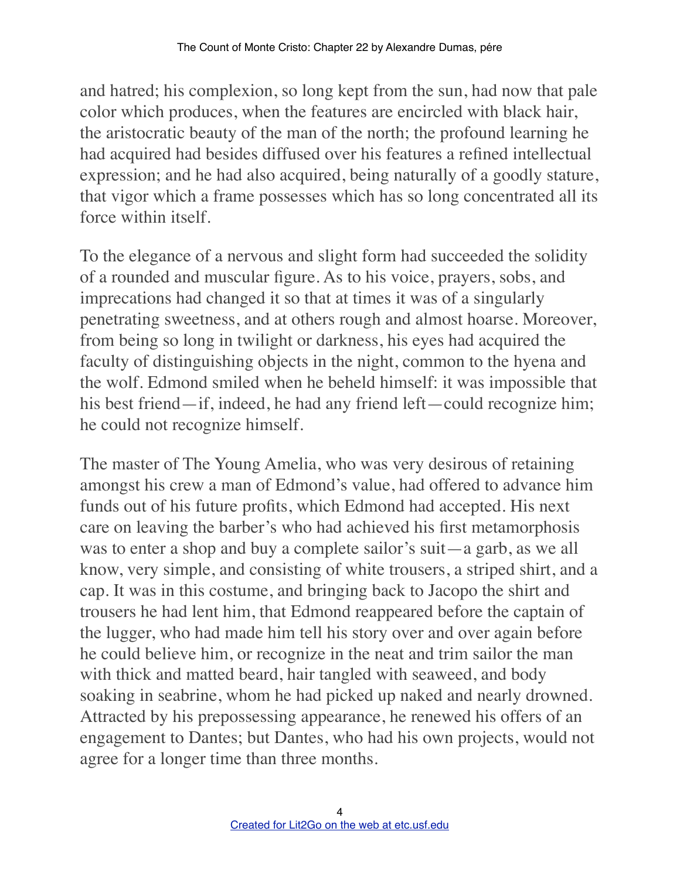and hatred; his complexion, so long kept from the sun, had now that pale color which produces, when the features are encircled with black hair, the aristocratic beauty of the man of the north; the profound learning he had acquired had besides diffused over his features a refined intellectual expression; and he had also acquired, being naturally of a goodly stature, that vigor which a frame possesses which has so long concentrated all its force within itself.

To the elegance of a nervous and slight form had succeeded the solidity of a rounded and muscular figure. As to his voice, prayers, sobs, and imprecations had changed it so that at times it was of a singularly penetrating sweetness, and at others rough and almost hoarse. Moreover, from being so long in twilight or darkness, his eyes had acquired the faculty of distinguishing objects in the night, common to the hyena and the wolf. Edmond smiled when he beheld himself: it was impossible that his best friend—if, indeed, he had any friend left—could recognize him; he could not recognize himself.

The master of The Young Amelia, who was very desirous of retaining amongst his crew a man of Edmond's value, had offered to advance him funds out of his future profits, which Edmond had accepted. His next care on leaving the barber's who had achieved his first metamorphosis was to enter a shop and buy a complete sailor's suit—a garb, as we all know, very simple, and consisting of white trousers, a striped shirt, and a cap. It was in this costume, and bringing back to Jacopo the shirt and trousers he had lent him, that Edmond reappeared before the captain of the lugger, who had made him tell his story over and over again before he could believe him, or recognize in the neat and trim sailor the man with thick and matted beard, hair tangled with seaweed, and body soaking in seabrine, whom he had picked up naked and nearly drowned. Attracted by his prepossessing appearance, he renewed his offers of an engagement to Dantes; but Dantes, who had his own projects, would not agree for a longer time than three months.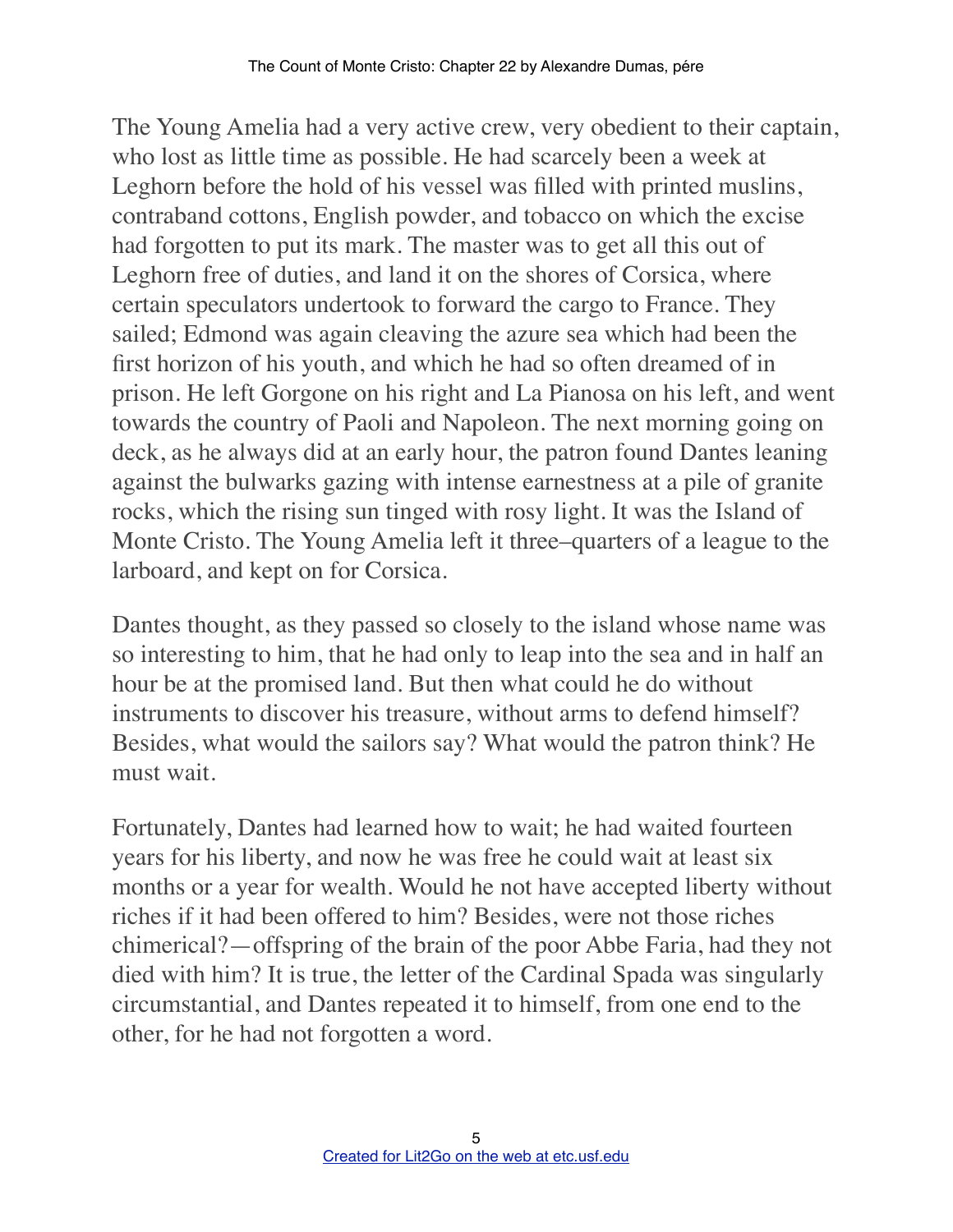The Young Amelia had a very active crew, very obedient to their captain, who lost as little time as possible. He had scarcely been a week at Leghorn before the hold of his vessel was filled with printed muslins, contraband cottons, English powder, and tobacco on which the excise had forgotten to put its mark. The master was to get all this out of Leghorn free of duties, and land it on the shores of Corsica, where certain speculators undertook to forward the cargo to France. They sailed; Edmond was again cleaving the azure sea which had been the first horizon of his youth, and which he had so often dreamed of in prison. He left Gorgone on his right and La Pianosa on his left, and went towards the country of Paoli and Napoleon. The next morning going on deck, as he always did at an early hour, the patron found Dantes leaning against the bulwarks gazing with intense earnestness at a pile of granite rocks, which the rising sun tinged with rosy light. It was the Island of Monte Cristo. The Young Amelia left it three–quarters of a league to the larboard, and kept on for Corsica.

Dantes thought, as they passed so closely to the island whose name was so interesting to him, that he had only to leap into the sea and in half an hour be at the promised land. But then what could he do without instruments to discover his treasure, without arms to defend himself? Besides, what would the sailors say? What would the patron think? He must wait.

Fortunately, Dantes had learned how to wait; he had waited fourteen years for his liberty, and now he was free he could wait at least six months or a year for wealth. Would he not have accepted liberty without riches if it had been offered to him? Besides, were not those riches chimerical?—offspring of the brain of the poor Abbe Faria, had they not died with him? It is true, the letter of the Cardinal Spada was singularly circumstantial, and Dantes repeated it to himself, from one end to the other, for he had not forgotten a word.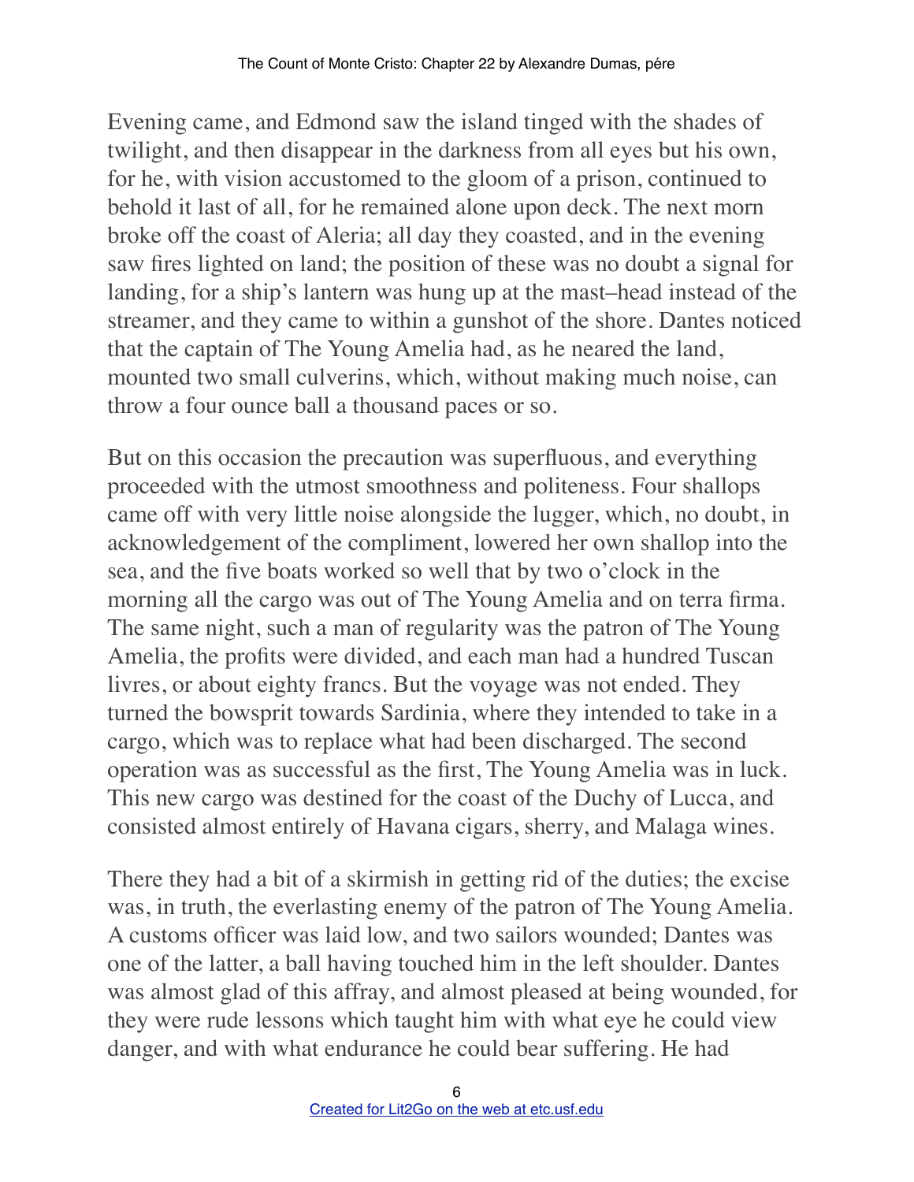Evening came, and Edmond saw the island tinged with the shades of twilight, and then disappear in the darkness from all eyes but his own, for he, with vision accustomed to the gloom of a prison, continued to behold it last of all, for he remained alone upon deck. The next morn broke off the coast of Aleria; all day they coasted, and in the evening saw fires lighted on land; the position of these was no doubt a signal for landing, for a ship's lantern was hung up at the mast–head instead of the streamer, and they came to within a gunshot of the shore. Dantes noticed that the captain of The Young Amelia had, as he neared the land, mounted two small culverins, which, without making much noise, can throw a four ounce ball a thousand paces or so.

But on this occasion the precaution was superfluous, and everything proceeded with the utmost smoothness and politeness. Four shallops came off with very little noise alongside the lugger, which, no doubt, in acknowledgement of the compliment, lowered her own shallop into the sea, and the five boats worked so well that by two o'clock in the morning all the cargo was out of The Young Amelia and on terra firma. The same night, such a man of regularity was the patron of The Young Amelia, the profits were divided, and each man had a hundred Tuscan livres, or about eighty francs. But the voyage was not ended. They turned the bowsprit towards Sardinia, where they intended to take in a cargo, which was to replace what had been discharged. The second operation was as successful as the first, The Young Amelia was in luck. This new cargo was destined for the coast of the Duchy of Lucca, and consisted almost entirely of Havana cigars, sherry, and Malaga wines.

There they had a bit of a skirmish in getting rid of the duties; the excise was, in truth, the everlasting enemy of the patron of The Young Amelia. A customs officer was laid low, and two sailors wounded; Dantes was one of the latter, a ball having touched him in the left shoulder. Dantes was almost glad of this affray, and almost pleased at being wounded, for they were rude lessons which taught him with what eye he could view danger, and with what endurance he could bear suffering. He had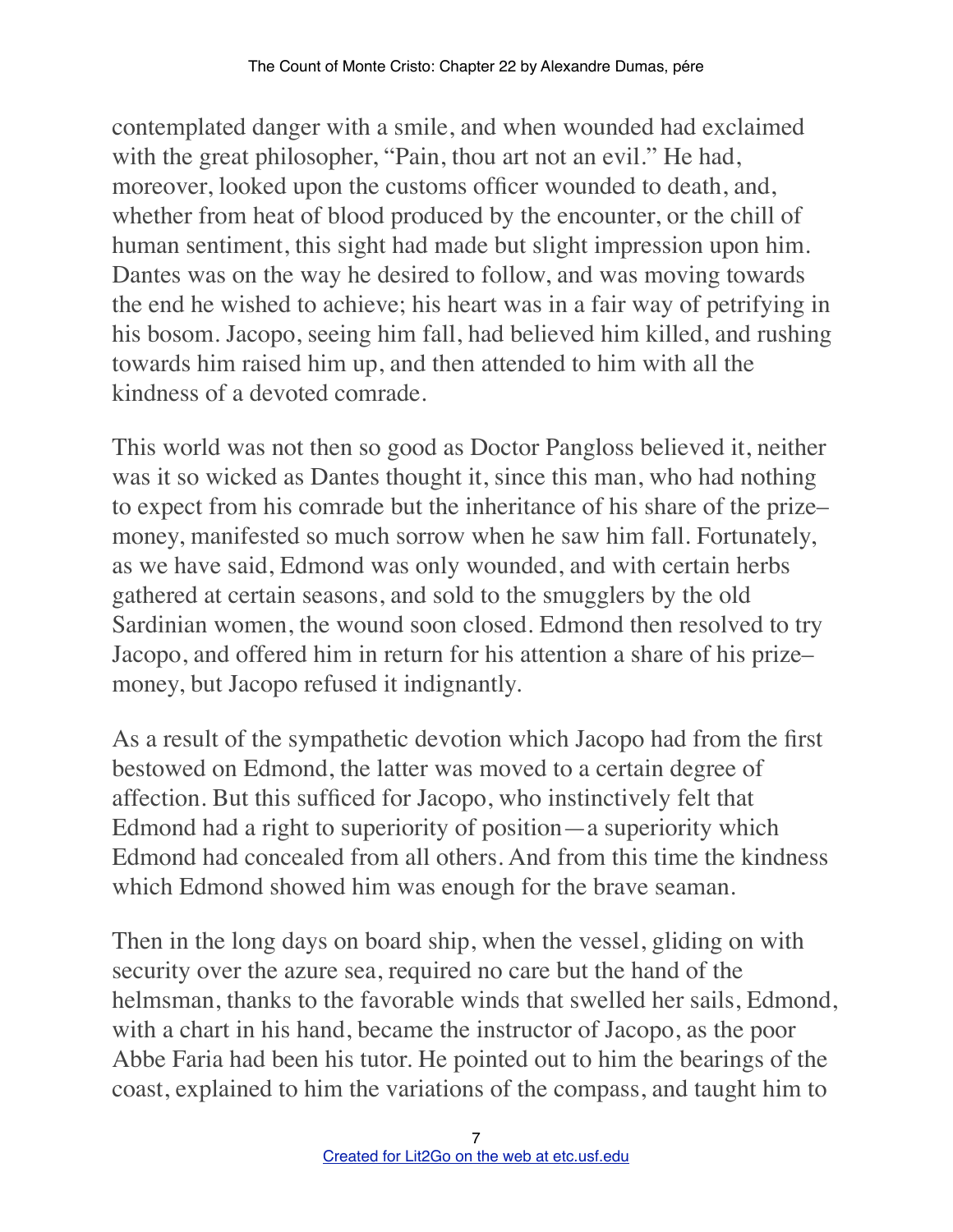contemplated danger with a smile, and when wounded had exclaimed with the great philosopher, "Pain, thou art not an evil." He had, moreover, looked upon the customs officer wounded to death, and, whether from heat of blood produced by the encounter, or the chill of human sentiment, this sight had made but slight impression upon him. Dantes was on the way he desired to follow, and was moving towards the end he wished to achieve; his heart was in a fair way of petrifying in his bosom. Jacopo, seeing him fall, had believed him killed, and rushing towards him raised him up, and then attended to him with all the kindness of a devoted comrade.

This world was not then so good as Doctor Pangloss believed it, neither was it so wicked as Dantes thought it, since this man, who had nothing to expect from his comrade but the inheritance of his share of the prize–money, manifested so much sorrow when he saw him fall. Fortunately, as we have said, Edmond was only wounded, and with certain herbs gathered at certain seasons, and sold to the smugglers by the old Sardinian women, the wound soon closed. Edmond then resolved to try Jacopo, and offered him in return for his attention a share of his prize–money, but Jacopo refused it indignantly.

As a result of the sympathetic devotion which Jacopo had from the first bestowed on Edmond, the latter was moved to a certain degree of affection. But this sufficed for Jacopo, who instinctively felt that Edmond had a right to superiority of position—a superiority which Edmond had concealed from all others. And from this time the kindness which Edmond showed him was enough for the brave seaman.

Then in the long days on board ship, when the vessel, gliding on with security over the azure sea, required no care but the hand of the helmsman, thanks to the favorable winds that swelled her sails, Edmond, with a chart in his hand, became the instructor of Jacopo, as the poor Abbe Faria had been his tutor. He pointed out to him the bearings of the coast, explained to him the variations of the compass, and taught him to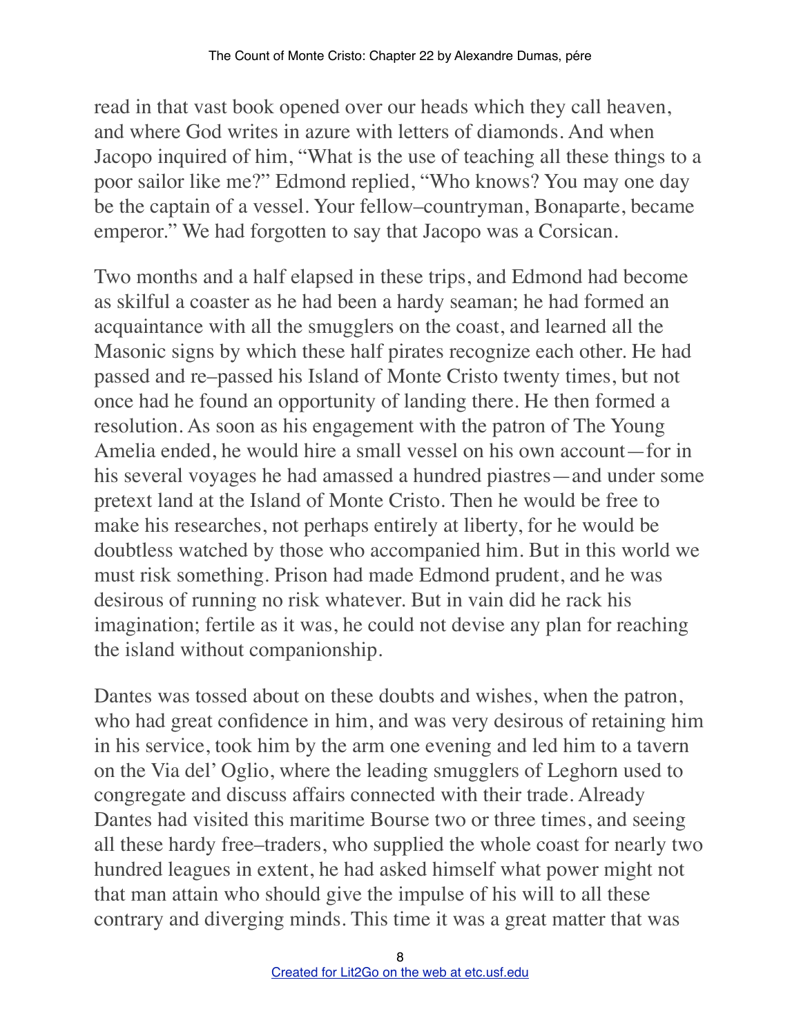read in that vast book opened over our heads which they call heaven, and where God writes in azure with letters of diamonds. And when Jacopo inquired of him, "What is the use of teaching all these things to a poor sailor like me?" Edmond replied, "Who knows? You may one day be the captain of a vessel. Your fellow–countryman, Bonaparte, became emperor." We had forgotten to say that Jacopo was a Corsican.

Two months and a half elapsed in these trips, and Edmond had become as skilful a coaster as he had been a hardy seaman; he had formed an acquaintance with all the smugglers on the coast, and learned all the Masonic signs by which these half pirates recognize each other. He had passed and re–passed his Island of Monte Cristo twenty times, but not once had he found an opportunity of landing there. He then formed a resolution. As soon as his engagement with the patron of The Young Amelia ended, he would hire a small vessel on his own account—for in his several voyages he had amassed a hundred piastres—and under some pretext land at the Island of Monte Cristo. Then he would be free to make his researches, not perhaps entirely at liberty, for he would be doubtless watched by those who accompanied him. But in this world we must risk something. Prison had made Edmond prudent, and he was desirous of running no risk whatever. But in vain did he rack his imagination; fertile as it was, he could not devise any plan for reaching the island without companionship.

Dantes was tossed about on these doubts and wishes, when the patron, who had great confidence in him, and was very desirous of retaining him in his service, took him by the arm one evening and led him to a tavern on the Via del' Oglio, where the leading smugglers of Leghorn used to congregate and discuss affairs connected with their trade. Already Dantes had visited this maritime Bourse two or three times, and seeing all these hardy free–traders, who supplied the whole coast for nearly two hundred leagues in extent, he had asked himself what power might not that man attain who should give the impulse of his will to all these contrary and diverging minds. This time it was a great matter that was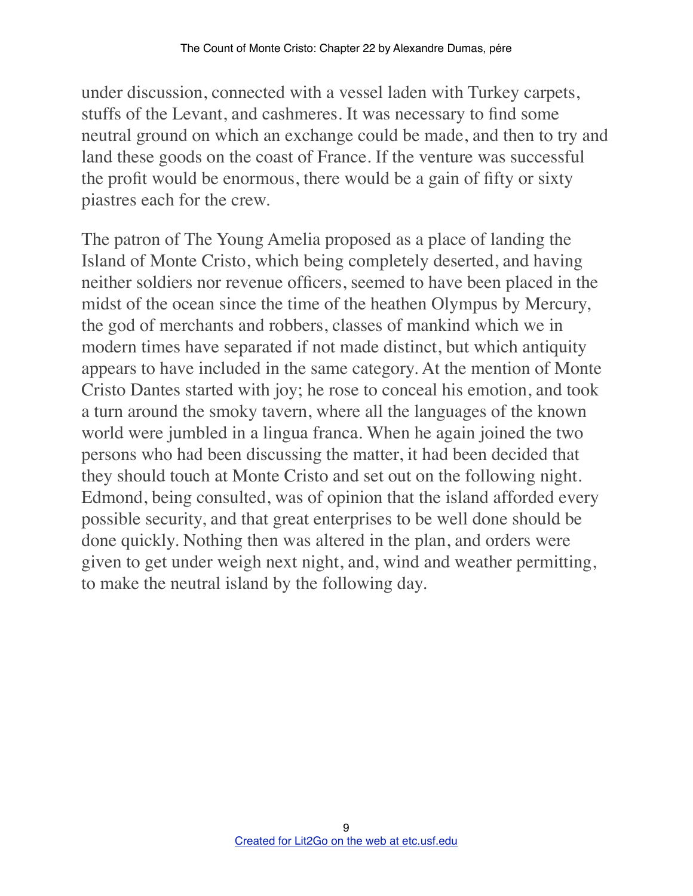under discussion, connected with a vessel laden with Turkey carpets, stuffs of the Levant, and cashmeres. It was necessary to find some neutral ground on which an exchange could be made, and then to try and land these goods on the coast of France. If the venture was successful the profit would be enormous, there would be a gain of fifty or sixty piastres each for the crew.

The patron of The Young Amelia proposed as a place of landing the Island of Monte Cristo, which being completely deserted, and having neither soldiers nor revenue officers, seemed to have been placed in the midst of the ocean since the time of the heathen Olympus by Mercury, the god of merchants and robbers, classes of mankind which we in modern times have separated if not made distinct, but which antiquity appears to have included in the same category. At the mention of Monte Cristo Dantes started with joy; he rose to conceal his emotion, and took a turn around the smoky tavern, where all the languages of the known world were jumbled in a lingua franca. When he again joined the two persons who had been discussing the matter, it had been decided that they should touch at Monte Cristo and set out on the following night. Edmond, being consulted, was of opinion that the island afforded every possible security, and that great enterprises to be well done should be done quickly. Nothing then was altered in the plan, and orders were given to get under weigh next night, and, wind and weather permitting, to make the neutral island by the following day.